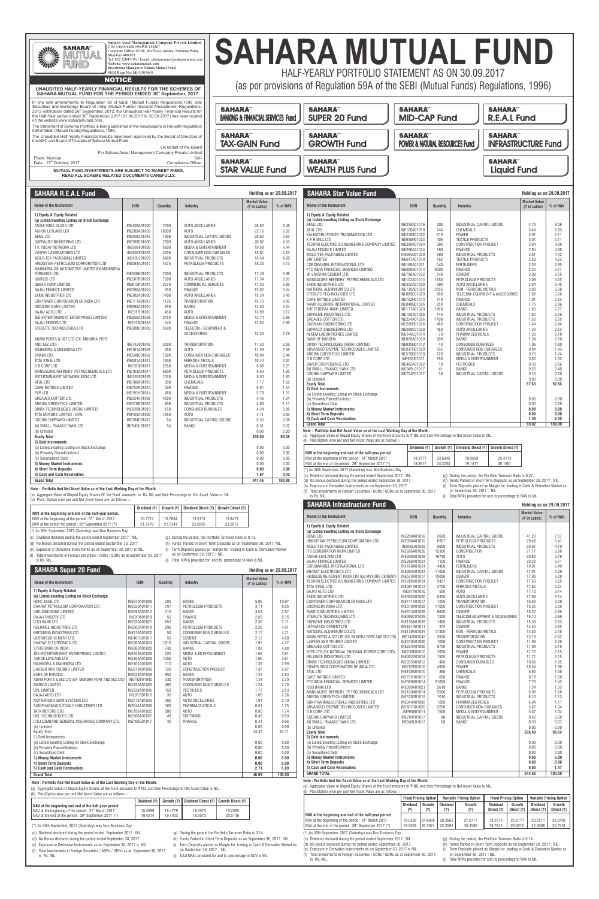**Sahara Asset Management Company Private Limited**
CIN: U65991MH1995PTC155207
Corporate Office: 97-98, 9th Floor, Atlanta, Nariman Point, Mumbai- 400 021
Tel: 022 22047196 • Email: saharamutual@saharamutual.com
Website: www.saharamutual.com
Investment Manager to Sahara Mutual Fund.
SEBI Regn No: MF/030/96/0

## NOTICE

**UNAUDITED HALF-YEARLY FINANCIAL RESULTS FOR THE SCHEMES OF SAHARA MUTUAL FUND FOR THE PERIOD ENDED 30th September, 2017.**

In line with amendments to Regulation 59 of SEBI (Mutual Funds) Regulations,1996 vide Securities and Exchange Board of India (Mutual Funds) (Second Amendment) Regulations, 2012 notification dated 26th September, 2012, the Unaudited Half-Yearly Financial Results for the Half-Year period ended 30th September, 2017 (01.04.2017 to 30.09.2017) has been hosted on the website www.saharamutual.com .

The Statement of Scheme Portfolio is being published in the newspapers in line with Regulation 59A of SEBI (Mutual Funds) Regulations, 1996.

The Unaudited Half-Yearly Financial Results have been approved by the Board of Directors of the AMC and Board of Trustees of Sahara Mutual Fund.

On behalf of the Board
For Sahara Asset Management Company Private Limited
Sd/-
Compliance Officer

Place: Mumbai
Date : 27th October, 2017

**MUTUAL FUND INVESTMENTS ARE SUBJECT TO MARKET RISKS, READ ALL SCHEME RELATED DOCUMENTS CAREFULLY.**

# SAHARA MUTUAL FUND

## HALF-YEARLY PORTFOLIO STATEMENT AS ON 30.09.2017

(as per provisions of Regulation 59A of the SEBI (Mutual Funds) Regulations, 1996)

SAHARA BANKING & FINANCIAL SERVICES Fund | SAHARA SUPER 20 Fund | SAHARA MID-CAP Fund | SAHARA R.E.A.L Fund | SAHARA TAX-GAIN Fund | SAHARA GROWTH Fund | SAHARA POWER & NATURAL RESOURCES Fund | SAHARA INFRASTRUCTURE Fund | SAHARA STAR VALUE Fund | SAHARA WEALTH PLUS Fund | SAHARA Liquid Fund

### SAHARA R.E.A.L Fund — Holding as on 29.09.2017

| Name of the Instrument | ISIN | Quantity | Industry | Market Value (₹ in Lakhs) | % of NAV |
|---|---|---|---|---|---|
| **1) Equity & Equity Related** | | | | | |
| **(a) Listed/awaiting Listing on Stock Exchange** | | | | | |
| ASAHI INDIA GLASS LTD | INE439A01020 | 7500 | AUTO ANCILLARIES | 28.62 | 6.48 |
| ASHOK LEYLAND LTD | INE208A01029 | 18000 | AUTO | 22.16 | 5.02 |
| BEML LTD | INE258A01016 | 1300 | INDUSTRIAL CAPITAL GOODS | 20.62 | 4.67 |
| SUPRAJIT ENGINEERING LTD. | INE399C01030 | 7000 | AUTO ANCILLARIES | 20.02 | 4.53 |
| T.V. TODAY NETWORK LTD | INE038F01029 | 5600 | MEDIA & ENTERTAINMENT | 19.58 | 4.44 |
| JYOTHY LABORATORIES LTD | INE668F01031 | 4600 | CONSUMER NON DURABLES | 18.61 | 4.22 |
| MOLD-TEK PACKAGING LIMITED | INE893J01029 | 6400 | INDUSTRIAL PRODUCTS | 18.54 | 4.20 |
| HINDUSTAN PETROLEUM CORPORATION LTD | INE094A01015 | 4275 | PETROLEUM PRODUCTS | 18.25 | 4.13 |
| MAHINDRA CIE AUTOMOTIVE LIMITED(EX-MAHINDRA FORGINGS LTD) | INE536H01010 | 7300 | INDUSTRIAL PRODUCTS | 17.49 | 3.96 |
| SUBROS LTD | INE287B01021 | 7300 | AUTO ANCILLARIES | 17.34 | 3.93 |
| QUESS CORP LIMITED | INE615P01015 | 2070 | COMMERCIAL SERVICES | 17.30 | 3.92 |
| BAJAJ FINANCE LIMITED | INE296A01024 | 850 | FINANCE | 15.62 | 3.54 |
| EXIDE INDUSTRIES LTD | INE302A01020 | 7400 | AUTO ANCILLARIES | 15.24 | 3.45 |
| CONTAINER CORPORATION OF INDIA LTD | INE111A01017 | 1125 | TRANSPORTATION | 15.15 | 3.43 |
| INDUSIND BANK LIMITED | INE095A01012 | 850 | BANKS | 14.30 | 3.24 |
| BAJAJ AUTO LTD | INE917I01010 | 450 | AUTO | 13.99 | 3.17 |
| ZEE ENTERTAINMENT ENTERPRISES LIMITED | INE256A01028 | 2450 | MEDIA & ENTERTAINMENT | 12.74 | 2.89 |
| BAJAJ FINSERV LTD | INE918I01018 | 245 | FINANCE | 12.63 | 2.86 |
| STERLITE TECHNOLOGIES LTD | INE089C01029 | 5500 | TELECOM - EQUIPMENT & ACCESSORIES | 12.30 | 2.79 |
| ADANI PORTS & SEZ LTD (EX- MUNDRA PORT AND SEZ LTD) | INE742F01042 | 3000 | TRANSPORTATION | 11.30 | 2.56 |
| MAHINDRA & MAHINDRA LTD | INE101A01026 | 900 | AUTO | 11.29 | 2.56 |
| EMAMI LTD | INE548C01032 | 1000 | CONSUMER NON DURABLES | 10.94 | 2.48 |
| TATA STEEL LTD | INE081A01012 | 1600 | FERROUS METALS | 10.44 | 2.37 |
| D B CORP LTD | INE950I01011 | 2350 | MEDIA & ENTERTAINMENT | 8.88 | 2.01 |
| MANGALORE REFINERY PETROCHEMICALS LTD | INE103A01014 | 6800 | PETROLEUM PRODUCTS | 8.63 | 1.95 |
| ENTERTAINMENT NETWORK INDIA LTD | INE265F01028 | 1050 | MEDIA & ENTERTAINMENT | 8.50 | 1.93 |
| ATUL LTD | INE100A01010 | 300 | CHEMICALS | 7.17 | 1.62 |
| CARE RATINGS LIMITED | INE752H01013 | 500 | FINANCE | 6.81 | 1.54 |
| PVR LTD. | INE191H01014 | 480 | MEDIA & ENTERTAINMENT | 5.78 | 1.31 |
| GREAVES COTTON LTD. | INE224A01026 | 4000 | INDUSTRIAL PRODUCTS | 5.46 | 1.24 |
| ARROW GREENTECH LIMITED | INE570D01018 | 800 | INDUSTRIAL PRODUCTS | 4.88 | 1.11 |
| DIXON TECHNOLOGIES (INDIA) LIMITED | INE935N01012 | 160 | CONSUMER DURABLES | 4.24 | 0.96 |
| TATA MOTORS LIMITED - DVR. | IN9155A01020 | 1850 | AUTO | 4.11 | 0.93 |
| COCHIN SHIPYARD LIMITED | INE704P01017 | 64 | INDUSTRIAL CAPITAL GOODS | 0.33 | 0.08 |
| AU SMALL FINANCE BANK LTD | INE949L01017 | 54 | BANKS | 0.31 | 0.07 |
| (b) Unlisted | | | | 0.00 | 0.00 |
| **Equity Total** | | | | **439.59** | **99.58** |
| **2) Debt Instruments** | | | | | |
| (a) Listed/awaiting Listing on Stock Exchange | | | | 0.00 | 0.00 |
| (b) Privately Placed/Unlisted | | | | 0.00 | 0.00 |
| (c) Securuitised Debt | | | | 0.00 | 0.00 |
| **3) Money Market Instruments** | | | | 0.00 | 0.00 |
| **4) Short Term Deposits** | | | | **0.00** | **0.00** |
| **5) Cash and Cash Receivables** | | | | **1.87** | **0.42** |
| **Grand Total** | | | | **441.46** | **100.00** |

**Note : Portfolio And Net Asset Value as of the Last Working Day of the Month.**
(a) Aggregate Value of Illiquid Equity Shares Of the Fund amounts to Rs. NIL and their Percentage to Net Asset Value is NIL.
(b) Plan / Option wise per unit Net Asset Value are as follows :-

| NAV at the beginning and end of the half-year period. | Dividend (₹) | Growth (₹) | Dividend Direct (₹) | Growth Direct (₹) |
|---|---|---|---|---|
| NAV at the beginning of the period : 31st March 2017 | 18.7712 | 18.7684 | 19.0174 | 19.8471 |
| NAV at the end of the period : 29th September 2017 (*) | 21.7379 | 21.7344 | 22.0596 | 23.2873 |

(*) As 30th September, 2017 (Saturday) was Non Business Day
(c) Dividend declared during the period ended September 2017 : NIL.
(d) No Bonus declared during the period ended September 30, 2017
(e) Exposure in Derivative Instruments as on September 30, 2017 is NIL.
(f) Total Investments in Foreign Securities / ADRs / GDRs as at September 30, 2017 is Rs. NIL.
(g) During the period, the Portfolio Turnover Ratio is 0.13.
(h) Funds Parked in Short Term Deposits as on September 30, 2017: NIL.
(i) Term Deposits placed as Margin for trading in Cash & Derivative Market as on September 30, 2017 : NIL
(j) Total NPAS provided for and its percentage to NAV is NIL

### SAHARA Super 20 Fund — Holding as on 29.09.2017

| Name of the Instrument | ISIN | Quantity | Industry | Market Value (₹ in Lakhs) | % of NAV |
|---|---|---|---|---|---|
| **1) Equity & Equity Related** | | | | | |
| **(a) Listed/awaiting Listing on Stock Exchange** | | | | | |
| HDFC BANK LTD | INE040A01026 | 280 | BANKS | 5.06 | 10.97 |
| BHARAT PETROLEUM CORPORATION LTD | INE029A01011 | 787 | PETROLEUM PRODUCTS | 3.71 | 8.05 |
| INDUSIND BANK LIMITED | INE095A01012 | 210 | BANKS | 3.53 | 7.67 |
| BAJAJ FINSERV LTD | INE918I01018 | 55 | FINANCE | 2.83 | 6.15 |
| ICICI BANK LTD | INE090A01021 | 852 | BANKS | 2.36 | 5.11 |
| RELIANCE INDUSTRIES LTD | INE002A01018 | 290 | PETROLEUM PRODUCTS | 2.26 | 4.91 |
| BRITANNIA INDUSTRIES LTD | INE216A01022 | 50 | CONSUMER NON DURABLES | 2.17 | 4.71 |
| ULTRATECH CEMENT LTD. | INE481G01011 | 55 | CEMENT | 2.12 | 4.60 |
| BHARAT ELECTRONICS LTD | INE263A01024 | 1210 | INDUSTRIAL CAPITAL GOODS | 1.97 | 4.27 |
| STATE BANK OF INDIA | INE062A01020 | 740 | BANKS | 1.88 | 4.08 |
| ZEE ENTERTAINMENT ENTERPRISES LIMITED | INE256A01028 | 320 | MEDIA & ENTERTAINMENT | 1.66 | 3.61 |
| ASHOK LEYLAND LTD | INE208A01029 | 1350 | AUTO | 1.66 | 3.61 |
| MAHINDRA & MAHINDRA LTD | INE101A01026 | 110 | AUTO | 1.38 | 2.99 |
| LARSEN AND TOUBRO LIMITED | INE018A01030 | 120 | CONSTRUCTION PROJECT | 1.37 | 2.97 |
| BANK OF BARODA | INE028A01039 | 950 | BANKS | 1.31 | 2.84 |
| ADANI PORTS & SEZ LTD (EX- MUNDRA PORT AND SEZ LTD) | INE742F01042 | 330 | TRANSPORTATION | 1.24 | 2.70 |
| MARICO LIMITED | INE196A01026 | 400 | CONSUMER NON DURABLES | 1.24 | 2.70 |
| UPL LIMITED | INE628A01036 | 150 | PESTICIDES | 1.17 | 2.53 |
| BAJAJ AUTO LTD | INE917I01010 | 35 | AUTO | 1.09 | 2.36 |
| MOTHERSON SUMI SYSTEMS LTD | INE775A01035 | 300 | AUTO ANCILLARIES | 1.01 | 2.19 |
| SUN PHARMACEUTICALS INDUSTRIES LTD | INE044A01036 | 160 | PHARMACEUTICALS | 0.81 | 1.75 |
| TATA MOTORS LTD. | INE155A01022 | 200 | AUTO | 0.80 | 1.74 |
| HCL TECHNOLOGIES LTD. | INE860A01027 | 49 | SOFTWARE | 0.43 | 0.93 |
| ICICI LOMBARD GENERAL INSURANCE COMPANY LTD. | INE765G01017 | 45 | FINANCE | 0.31 | 0.66 |
| (b) Unlisted | | | | 0.00 | 0.00 |
| Equity Total | | | | 43.37 | 94.11 |
| 2) Debt Instruments | | | | | |
| (a) Listed/awaiting Listing on Stock Exchange | | | | 0.00 | 0.00 |
| (b) Privately Placed/Unlisted | | | | 0.00 | 0.00 |
| (c) Securitised Debt | | | | 0.00 | 0.00 |
| **3) Money Market Instruments** | | | | **0.00** | **0.00** |
| **4) Short Term Deposits** | | | | **0.00** | **0.00** |
| **5) Cash and Cash Receivables** | | | | **2.71** | **5.89** |
| **Grand Total** | | | | **46.09** | **100.00** |

**Note : Portfolio And Net Asset Value as of the Last Working Day of the Month.**
(a) Aggregate Value of Illiquid Equity Shares of the Fund amounts to ₹ NIL and their Percentage to Net Asset Value is NIL.
(b) Plan/Option wise per unit Net Asset Value are as follows :-

| NAV at the beginning and end of the half-year period. | Dividend (₹) | Growth (₹) | Dividend Direct (₹) | Growth Direct (₹) |
|---|---|---|---|---|
| NAV at the beginning of the period : 31st March 2017 | 18.4599 | 18.4779 | 16.3573 | 19.2365 |
| NAV at the end of the period : 29th September 2017 (*) | 19.4214 | 19.4403 | 16.3573 | 20.5146 |

(*) As 30th September, 2017 (Saturday) was Non Business Day
(c) Dividend declared during the period ended September 2017 : NIL.
(d) No Bonus declared during the period ended September 30, 2017
(e) Exposure in Derivative Instruments as on September 30, 2017 is NIL.
(f) Total Investments in Foreign Securities / ADRs / GDRs as at September 30, 2017 is Rs. NIL.
(g) During the period, the Portfolio Turnover Ratio is 0.14
(h) Funds Parked in Short Term Deposits as on September 30, 2017 : NIL.
(i) Term Deposits placed as Margin for trading in Cash & Derivative Market as on September 30, 2017 : NIL
(j) Total NPAs provided for and its percentage to NAV is NIL

### SAHARA Star Value Fund — Holding as on 29.09.2017

| Name of the Instrument | ISIN | Quantity | Industry | Market Value (₹ in Lakhs) | % of NAV |
|---|---|---|---|---|---|
| **1) Equity & Equity Related** | | | | | |
| **(a) Listed/awaiting Listing on Stock Exchange** | | | | | |
| BEML LTD | INE258A01016 | 300 | INDUSTRIAL CAPITAL GOODS | 4.76 | 8.06 |
| ATUL LTD | INE100A01010 | 144 | CHEMICALS | 3.44 | 5.83 |
| KALPATARU POWER TRANSMISSION LTD | INE220B01022 | 819 | POWER | 3.01 | 5.11 |
| K P R MILL LTD | INE930H01023 | 400 | TEXTILE PRODUCTS | 3.01 | 5.11 |
| TECHNO ELECTRIC & ENGINEERING COMPANY LIMITED | INE286K01024 | 903 | CONSTRUCTION PROJECT | 2.94 | 4.98 |
| BAJAJ FINANCE LIMITED | INE296A01024 | 160 | FINANCE | 2.94 | 4.98 |
| MOLD-TEK PACKAGING LIMITED | INE893J01029 | 900 | INDUSTRIAL PRODUCTS | 2.61 | 4.42 |
| SRF LIMITED | INE647A01010 | 162 | TEXTILE PRODUCTS | 2.50 | 4.23 |
| COROMANDEL INTERNATIONAL LTD | INE169A01031 | 540 | FERTILISERS | 2.33 | 3.95 |
| PTC INDIA FINANCIAL SERVICES LIMITED | INE560K01014 | 6000 | FINANCE | 2.22 | 3.77 |
| JK LAKSHMI CEMENT LTD. | INE786A01032 | 540 | CEMENT | 2.09 | 3.55 |
| MANGALORE REFINERY PETROCHEMICALS LTD | INE103A01014 | 1650 | PETROLEUM PRODUCTS | 2.09 | 3.55 |
| EXIDE INDUSTRIES LTD | INE302A01020 | 990 | AUTO ANCILLARIES | 2.04 | 3.45 |
| NATIONAL ALUMINIUM CO.LTD. | INE139A01034 | 2556 | NON - FERROUS METALS | 2.00 | 3.38 |
| STERLITE TECHNOLOGIES LTD | INE089C01029 | 860 | TELECOM- EQUIPMENT & ACCESSORIES | 1.92 | 3.26 |
| CARE RATINGS LIMITED | INE752H01013 | 140 | FINANCE | 1.91 | 3.23 |
| NAVIN FLUORINE INTERNATIONAL LIMITED | INE048G01026 | 250 | CHEMICALS | 1.75 | 2.96 |
| THE FEDERAL BANK LIMITED | INE171A01029 | 1450 | BANKS | 1.63 | 2.77 |
| SUPREME INDUSTRIES LTD. | INE195A01028 | 148 | INDUSTRIAL PRODUCTS | 1.63 | 2.76 |
| GREAVES COTTON LTD. | INE224A01026 | 1100 | INDUSTRIAL PRODUCTS | 1.50 | 2.55 |
| SADBHAV ENGINEERING LTD. | INE226H01026 | 489 | CONSTRUCTION PROJECT | 1.44 | 2.44 |
| SUPRAJIT ENGINEERING LTD. | INE399C01030 | 460 | AUTO ANCILLARIES | 1.32 | 2.23 |
| ALKEM LABORATORIES LIMITED | INE540L01014 | 70 | PHARMACEUTICALS | 1.29 | 2.18 |
| BANK OF BARODA | INE028A01039 | 900 | BANKS | 1.24 | 2.10 |
| DIXON TECHNOLOGIES (INDIA) LIMITED | INE935N01012 | 40 | CONSUMER DURABLES | 1.06 | 1.80 |
| ADVANCED ENZYME TECHNOLOGIES LIMITED | INE837H01020 | 335 | CONSUMER NON DURABLES | 0.84 | 1.43 |
| ARROW GREENTECH LIMITED | INE570D01018 | 120 | INDUSTRIAL PRODUCTS | 0.73 | 1.24 |
| D B CORP LTD | INE950I01011 | 160 | MEDIA & ENTERTAINMENT | 0.60 | 1.02 |
| BAYER CROPSCIENCE LTD | INE462A01022 | 10 | PESTICIDES | 0.39 | 0.66 |
| AU SMALL FINANCE BANK LTD | INE949L01017 | 41 | BANKS | 0.23 | 0.40 |
| COCHIN SHIPYARD LIMITED | INE704P01017 | 30 | INDUSTRIAL CAPITAL GOODS | 0.16 | 0.26 |
| (b) Unlisted | | | | 0.00 | 0.00 |
| **Equity Total** | | | | **57.63** | **97.65** |
| **2) Debt Instruments** | | | | | |
| (a) Listed/awaiting Listing on Stock Exchange | | | | | |
| (b) Privately Placed/Unlisted | | | | 0.00 | 0.00 |
| (c) Securitised Debt | | | | 0.00 | 0.00 |
| **3) Money Market Instruments** | | | | **0.00** | **0.00** |
| **4) Short Term Deposits** | | | | **0.00** | **0.00** |
| **5) Cash and Cash Receivables** | | | | **1.39** | **2.35** |
| **Grand Total** | | | | **59.02** | **100.00** |

**Note : Portfolio And Net Asset Value as of the Last Working Day of the Month.**
(a) Aggregate Value of illiquid Equity Shares of the Fund amounts to ₹ NIL and their Percentage to Net Asset Value is NIL.
(b) Plan/Option wise per unit Net Asset Value are as follows :-

| NAV at the beginning and end of the half-year period. | Dividend (₹) | Growth (₹) | Dividend Direct (₹) | Growth Direct (₹) |
|---|---|---|---|---|
| NAV at the beginning of the period : 31st March 2017 | 18.3777 | 23.6945 | 18.5938 | 25.4173 |
| NAV at the end of the period : 29th September 2017 (*) | 18.8917 | 24.3783 | 19.1417 | 26.1661 |

(*) As 30th September, 2017 (Saturday) was Non Business Day
(c) Dividend declared during the period ended September 2017 : NIL.
(d) No Bonus declared during the period ended September 30, 2017
(e) Exposure in Derivative Instruments as on September 30, 2017
(f) Total Investments in Foreign Securities / ADRs / GDRs as at September 30, 2017 is Rs. NIL.
(g) During the period, the Portfolio Turnover Ratio is 0.22.
(h) Funds Parked in Short Term Deposits as on September 30, 2017 : NIL.
(i) Term Deposits placed as Margin for trading in Cash & Derivative Market as on September 30, 2017 : NIL
(j) Total NPAs provided for and its percentage to NAV is NIL

### SAHARA Infrastructure Fund — Holding as on 29.09.2017

| Name of the Instrument | ISIN | Quantity | Industry | Market Value (₹ in Lakhs) | % of NAV |
|---|---|---|---|---|---|
| **1) Equity & Equity Related** | | | | | |
| **(a) Listed/awaiting Listing on Stock Exchange** | | | | | |
| BEML LTD | INE258A01016 | 2600 | INDUSTRIAL CAPITAL GOODS | 41.23 | 7.57 |
| HINDUSTAN PETROLEUM CORPORATION LTD | INE094A01015 | 6907 | PETROLEUM PRODUCTS | 29.48 | 5.41 |
| MOLD-TEK PACKAGING LIMITED | INE893J01029 | 9000 | INDUSTRIAL PRODUCTS | 26.07 | 4.79 |
| ITD CEMENTATION INDIA LIMITED. | INE686A01026 | 12300 | CONSTRUCTION | 21.11 | 3.88 |
| ASHOK LEYLAND LTD | INE208A01029 | 16750 | AUTO | 20.62 | 3.79 |
| BAJAJ FINANCE LIMITED | INE296A01024 | 1100 | FINANCE | 20.22 | 3.71 |
| COROMANDEL INTERNATIONAL LTD | INE169A01031 | 4400 | FERTILISERS | 19.01 | 3.49 |
| BHARAT ELECTRONICS LTD | INE263A01024 | 11000 | INDUSTRIAL CAPITAL GOODS | 17.91 | 3.29 |
| HEIDELBERG CEMENT INDIA LTD (Ex-MYSORE CEMENT) | INE578A01017 | 15050 | CEMENT | 17.90 | 3.29 |
| TECHNO ELECTRIC & ENGINEERING COMPANY LIMITED | INE286K01024 | 5431 | CONSTRUCTION PROJECT | 17.69 | 3.25 |
| TATA STEEL LTD | INE081A01012 | 2700 | FERROUS METALS | 17.62 | 3.24 |
| BAJAJ AUTO LTD | INE917I01010 | 550 | AUTO | 17.10 | 3.14 |
| EXIDE INDUSTRIES LTD | INE302A01020 | 8300 | AUTO ANCILLARIES | 17.09 | 3.14 |
| CONTAINER CORPORATION OF INDIA LTD | INE111A01017 | 1250 | TRANSPORTATION | 16.83 | 3.09 |
| ENGINEERS INDIA LTD | INE510A01028 | 11000 | CONSTRUCTION PROJECT | 16.36 | 3.00 |
| RAMCO INDUSTRIES LIMITED | INE614A01028 | 6600 | CEMENT | 16.22 | 2.98 |
| STERLITE TECHNOLOGIES LTD | INE089C01029 | 7200 | TELECOM-EQUIPMENT & ACCESSORIES | 16.10 | 2.96 |
| SUPREME INDUSTRIES LTD. | INE195A01028 | 1400 | INDUSTRIAL PRODUCTS | 15.38 | 2.83 |
| ULTRATECH CEMENT LTD. | INE481G01011 | 375 | CEMENT | 14.45 | 2.65 |
| NATIONAL ALUMINIUM CO.LTD. | INE139A01034 | 17300 | NON - FERROUS METALS | 13.52 | 2.48 |
| ADANI PORTS & SEZ LTD (EX- MUNDRA PORT AND SEZ LTD) | INE742F01042 | 3500 | TRANSPORTATION | 13.19 | 2.42 |
| LARSEN AND TOUBRO LIMITED | INE018A01030 | 1050 | CONSTRUCTION PROJECT | 11.99 | 2.20 |
| GREAVES COTTON LTD. | INE224A01026 | 8700 | INDUSTRIAL PRODUCTS | 11.88 | 2.18 |
| NTPC LTD (EX NATIONAL THERMAL POWER CORP LTD) | INE733E01010 | 7000 | POWER | 11.72 | 2.15 |
| RELIANCE INDUSTRIES LTD | INE002A01018 | 1500 | PETROLEUM PRODUCTS | 11.71 | 2.15 |
| DIXON TECHNOLOGIES (INDIA) LIMITED | INE935N01012 | 400 | CONSUMER DURABLES | 10.60 | 1.95 |
| POWER GRID CORPORATION OF INDIA LTD. | INE752E01010 | 4900 | POWER | 10.34 | 1.90 |
| ATUL LTD | INE100A01010 | 360 | CHEMICALS | 8.60 | 1.58 |
| CARE RATINGS LIMITED | INE752H01013 | 600 | FINANCE | 8.18 | 1.50 |
| PTC INDIA FINANCIAL SERVICES LIMITED | INE560K01014 | 21000 | FINANCE | 7.78 | 1.43 |
| ICICI BANK LTD | INE090A01021 | 2618 | BANKS | 7.24 | 1.33 |
| MANGALORE REFINERY PETROCHEMICALS LTD | INE103A01014 | 5500 | PETROLEUM PRODUCTS | 6.98 | 1.28 |
| ARROW GREENTECH LIMITED | INE570D01018 | 1010 | INDUSTRIAL PRODUCTS | 6.16 | 1.13 |
| SUN PHARMACEUTICALS INDUSTRIES LTD | INE044A01036 | 1200 | PHARMACEUTICALS | 6.04 | 1.11 |
| ADVANCED ENZYME TECHNOLOGIES LIMITED | INE837H01020 | 2250 | CONSUMER NON DURABLES | 5.67 | 1.04 |
| D B CORP LTD | INE950I01011 | 1500 | MEDIA & ENTERTAINMENT | 5.67 | 1.04 |
| COCHIN SHIPYARD LIMITED | INE704P01017 | 80 | INDUSTRIAL CAPITAL GOODS | 0.42 | 0.08 |
| AU SMALL FINANCE BANK LTD | INE949L01017 | 68 | BANKS | 0.39 | 0.07 |
| (b) Unlisted | | | | 0.00 | 0.00 |
| **Equity Total** | | | | **536.49** | **98.53** |
| **2) Debt Instruments** | | | | | |
| (a) Listed/awaiting Listing on Stock Exchange | | | | 0.00 | 0.00 |
| (b) Privately Placed/Unlisted | | | | 0.00 | 0.00 |
| (c) Securitised Debt | | | | 0.00 | 0.00 |
| **3) Money Market Instruments** | | | | **0.00** | **0.00** |
| **4) Short Term Deposits** | | | | **0.00** | **0.00** |
| **5) Cash and Cash Receivables** | | | | **8.03** | **1.47** |
| **GRAND TOTAL** | | | | **544.52** | **100.00** |

**Note : Portfolio And Net Asset Value as of the Last Working Day of the Month.**
(a) Aggregate Value of Illiquid Equity Shares of the Fund amounts to ₹ NIL and their Percentage to Net Asset Value is NIL.
(b) Plan/Option wise per unit Net Asset Value are as follows :-

| NAV at the beginning and end of the half-year period. | Fixed Pricing Option | | Variable Pricing Option | | Fixed Pricing Option | | Variable Pricing Option | |
|---|---|---|---|---|---|---|---|---|
| | Dividend (₹) | Growth (₹) | Dividend (₹) | Growth (₹) | Dividend Direct (₹) | Growth Direct (₹) | Dividend Direct (₹) | Growth Direct (₹) |
| NAV at the beginning of the period : 31st March 2017 | 18.0366 | 24.6995 | 20.3562 | 27.6717 | 18.2513 | 25.5171 | 20.5511 | 28.0406 |
| NAV at the end of the period : 29th September 2017 (*) | 19.5028 | 26.7074 | 22.2592 | 30.2586 | 19.7643 | 28.0215 | 22.5006 | 30.7551 |

(*) As 30th September, 2017 (Saturday) was Non Business Day
(c) Dividend declared during the period ended September 2017 : NIL.
(d) No Bonus declared during the period ended September 30, 2017
(e) Exposure in Derivative Instruments as on September 30, 2017 is NIL.
(f) Total Investments in Foreign Securities / ADRs / GDRs as at September 30, 2017 is Rs. NIL.
(g) During the period, the Portfolio Turnover Ratio is 0.14.
(h) Funds Parked in Short Term Deposits as on September 30, 2017 : NIL.
(i) Term Deposits placed as Margin for trading in Cash & Derivative Market as on September 30, 2017 : NIL.
(j) Total NPAs provided for and its percentage to NAV is NIL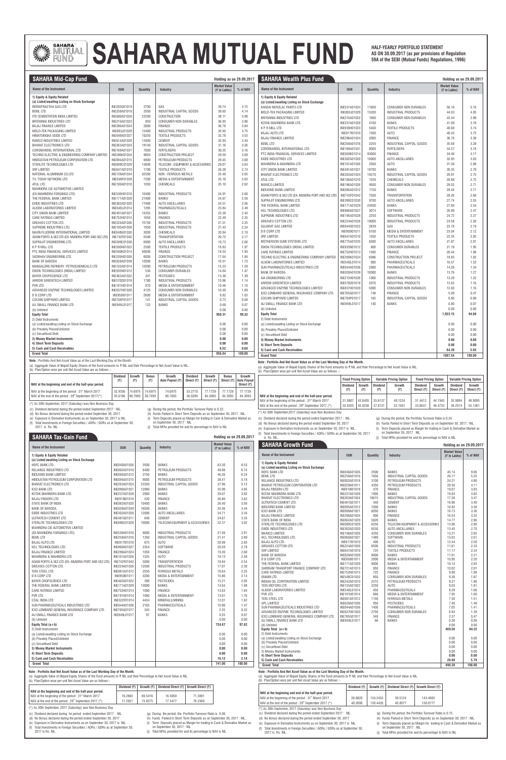# SAHARA MUTUAL FUND

**HALF-YEARLY PORTFOLIO STATEMENT AS ON 30.09.2017 (as per provisions of Regulation 59A of the SEBI (Mutual Funds) Regulations, 1996)**

## SAHARA Mid-Cap Fund

Holding as on 29.09.2017

| Name of the Instrument | ISIN | Quantity | Industry | Market Value (₹ in Lakhs) | % of NAV |
|---|---|---|---|---|---|
| **1) Equity & Equity Related** | | | | | |
| **(a) Listed/awaiting Listing on Stock Exchange** | | | | | |
| INDRAPRASTHA GAS LTD | INE203G01019 | 2700 | GAS | 39.74 | 4.15 |
| BEML LTD | INE258A01016 | 2500 | INDUSTRIAL CAPITAL GOODS | 39.65 | 4.14 |
| ITD CEMENTATION INDIA LIMITED. | INE686A01026 | 22200 | CONSTRUCTION | 38.11 | 3.98 |
| BRITANNIA INDUSTRIES LTD | INE216A01022 | 850 | CONSUMER NON DURABLES | 36.93 | 3.86 |
| BAJAJ FINANCE LIMITED | INE296A01024 | 2000 | FINANCE | 36.76 | 3.84 |
| MOLD-TEK PACKAGING LIMITED | INE893J01029 | 12400 | INDUSTRIAL PRODUCTS | 35.92 | 3.75 |
| HIMATSINGKA SEIDE LTD | INE049A01027 | 10250 | TEXTILE PRODUCTS | 33.78 | 3.53 |
| RAMCO INDUSTRIES LIMITED | INE614A01028 | 13400 | CEMENT | 32.93 | 3.44 |
| BHARAT ELECTRONICS LTD | INE263A01024 | 19140 | INDUSTRIAL CAPITAL GOODS | 31.16 | 3.26 |
| COROMANDEL INTERNATIONAL LTD | INE169A01031 | 7000 | FERTILISERS | 30.25 | 3.16 |
| TECHNO ELECTRIC & ENGINEERING COMPANY LIMITED | INE286K01024 | 9083 | CONSTRUCTION PROJECT | 29.59 | 3.09 |
| HINDUSTAN PETROLEUM CORPORATION LTD | INE094A01015 | 6900 | PETROLEUM PRODUCTS | 29.45 | 3.08 |
| STERLITE TECHNOLOGIES LTD | INE089C01029 | 13000 | TELECOM - EQUIPMENT & ACCESSORIES | 29.07 | 3.04 |
| SRF LIMITED | INE647A01010 | 1700 | TEXTILE PRODUCTS | 26.20 | 2.74 |
| NATIONAL ALUMINIUM CO.LTD. | INE139A01034 | 32500 | NON - FERROUS METALS | 25.40 | 2.65 |
| T.V. TODAY NETWORK LTD | INE038F01029 | 7200 | MEDIA & ENTERTAINMENT | 25.18 | 2.63 |
| ATUL LTD | INE100A01010 | 1050 | CHEMICALS | 25.10 | 2.62 |
| MAHINDRA CIE AUTOMOTIVE LIMITED (EX-MAHINDRA FORGINGS LTD) | INE536H01010 | 10400 | INDUSTRIAL PRODUCTS | 24.91 | 2.60 |
| THE FEDERAL BANK LIMITED | INE171A01029 | 21900 | BANKS | 24.67 | 2.58 |
| EXIDE INDUSTRIES LTD | INE302A01020 | 11900 | AUTO ANCILLARIES | 24.51 | 2.56 |
| ALKEM LABORATORIES LIMITED | INE540L01014 | 1295 | PHARMACEUTICALS | 23.84 | 2.49 |
| CITY UNION BANK LIMITED | INE491A01021 | 14355 | BANKS | 23.30 | 2.43 |
| CARE RATINGS LIMITED | INE752H01013 | 1650 | FINANCE | 22.49 | 2.35 |
| GREAVES COTTON LTD. | INE224A01026 | 15750 | INDUSTRIAL PRODUCTS | 21.51 | 2.25 |
| SUPREME INDUSTRIES LTD. | INE195A01028 | 1950 | INDUSTRIAL PRODUCTS | 21.43 | 2.24 |
| NAVIN FLUORINE INTERNATIONAL LIMITED | INE048G01026 | 3000 | CHEMICALS | 20.94 | 2.19 |
| ADANI PORTS & SEZ LTD (EX- MUNDRA PORT AND SEZ LTD) | INE742F01042 | 5500 | TRANSPORTATION | 20.72 | 2.17 |
| SUPRAJIT ENGINEERING LTD. | INE399C01030 | 6900 | AUTO ANCILLARIES | 19.73 | 2.06 |
| K P R MILL LTD | INE930H01023 | 2500 | TEXTILE PRODUCTS | 18.83 | 1.97 |
| PTC INDIA FINANCIAL SERVICES LIMITED | INE560K01014 | 50000 | FINANCE | 18.53 | 1.94 |
| SADBHAV ENGINEERING LTD. | INE226H01026 | 6000 | CONSTRUCTION PROJECT | 17.64 | 1.84 |
| BANK OF BARODA | INE028A01039 | 12000 | BANKS | 16.51 | 1.73 |
| MANGALORE REFINERY PETROCHEMICALS LTD | INE103A01014 | 12000 | PETROLEUM PRODUCTS | 15.23 | 1.59 |
| DIXON TECHNOLOGIES (INDIA) LIMITED | INE935N01012 | 530 | CONSUMER DURABLES | 14.04 | 1.47 |
| BAYER CROPSCIENCE LTD | INE462A01022 | 341 | PESTICIDES | 13.30 | 1.39 |
| ARROW GREENTECH LIMITED | INE570D01018 | 1780 | INDUSTRIAL PRODUCTS | 10.86 | 1.14 |
| PVR LTD. | INE191H01014 | 870 | MEDIA & ENTERTAINMENT | 10.48 | 1.10 |
| ADVANCED ENZYME TECHNOLOGIES LIMITED | INE837H01020 | 4125 | CONSUMER NON DURABLES | 10.40 | 1.09 |
| D B CORP LTD | INE950I01011 | 2600 | MEDIA & ENTERTAINMENT | 9.82 | 1.03 |
| COCHIN SHIPYARD LIMITED | INE704P01017 | 141 | INDUSTRIAL CAPITAL GOODS | 0.73 | 0.08 |
| AU SMALL FINANCE BANK LTD | INE949L01017 | 122 | BANKS | 0.69 | 0.07 |
| (b) Unlisted | | | | 0.00 | 0.00 |
| **Equity Total** | | | | **950.31** | **99.32** |
| 2) Debt Instruments | | | | | |
| (a) Listed/awaiting Listing on Stock Exchange | | | | 0.00 | 0.00 |
| (b) Privately Placed/Unlisted | | | | 0.00 | 0.00 |
| (c) Securitised Debt | | | | 0.00 | 0.00 |
| **3) Money Market Instruments** | | | | **0.00** | **0.00** |
| **4) Short Term Deposits** | | | | **0.00** | **0.00** |
| **5) Cash and Cash Receivables** | | | | **6.52** | **0.68** |
| **Grand Total** | | | | **956.84** | **100.00** |

**Note :** Portfolio And Net Asset Value as of the Last Working Day of the Month.

(a) Aggregate Value of illiquid Equity Shares of the Fund amounts to ₹ NIL and their Percentage to Net Asset Value is NIL.

(b) Plan/Option wise per unit Net Asset Value are as follows :-

| NAV at the beginning and end of the half-year period. | Dividend (₹) | Growth (₹) | Bonus (₹) | Growth Auto Payout (₹) | Dividend Direct (₹) | Growth Direct (₹) | Bonus Direct (₹) | Growth Auto Payout Direct (₹) |
|---|---|---|---|---|---|---|---|---|
| NAV at the beginning of the period : 31st March 2017 | 32.9336 | 74.6975 | 74.6975 | 74.6975 | 33.2710 | 77.1729 | 77.1729 | 77.1729 |
| NAV at the end of the period : 29th September 2017(*) | 35.6106 | 80.7693 | 80.7693 | 80.7693 | 36.0280 | 84.3093 | 84.3093 | 84.3093 |

(*) As 30th September, 2017 (Saturday) was Non Business Day

(c) Dividend declared during the period ended September 2017 : NIL.

(d) No Bonus declared during the period ended September 30, 2017

(e) Exposure in Derivative Instruments as on September 30, 2017 is NIL.

(f) Total Investments in Foreign Securities / ADRs / GDRs as at September 30, 2017 is Rs. NIL.

(g) During the period, the Portfolio Turnover Ratio is 0.22.

(h) Funds Parked in Short Term Deposits as on September 30, 2017 : NIL.

(i) Term Deposits placed as Margin for trading in Cash & Derivative Market as on September 30, 2017 : NIL.

(j) Total NPAs provided for and its percentage to NAV is NIL

## SAHARA Tax-Gain Fund

Holding as on 29.09.2017

| Name of the Instrument | ISIN | Quantity | Industry | Market Value (₹ in Lakhs) | % of NAV |
|---|---|---|---|---|---|
| **1) Equity & Equity Related** | | | | | |
| **(a) Listed/awaiting Listing on Stock Exchange** | | | | | |
| HDFC BANK LTD | INE040A01026 | 3500 | BANKS | 63.20 | 8.53 |
| RELIANCE INDUSTRIES LTD | INE002A01018 | 6400 | PETROLEUM PRODUCTS | 49.98 | 6.74 |
| INDUSIND BANK LIMITED | INE095A01012 | 2750 | BANKS | 46.26 | 6.24 |
| HINDUSTAN PETROLEUM CORPORATION LTD | INE094A01015 | 9000 | PETROLEUM PRODUCTS | 38.41 | 5.18 |
| BHARAT ELECTRONICS LTD | INE263A01024 | 23320 | INDUSTRIAL CAPITAL GOODS | 37.96 | 5.12 |
| ICICI BANK LTD | INE090A01021 | 12980 | BANKS | 35.90 | 4.85 |
| KOTAK MAHINDRA BANK LTD. | INE237A01028 | 2900 | BANKS | 29.07 | 3.92 |
| BAJAJ FINSERV LTD | INE918I01018 | 520 | FINANCE | 26.80 | 3.62 |
| STATE BANK OF INDIA | INE062A01020 | 10400 | BANKS | 26.40 | 3.56 |
| BANK OF BARODA | INE028A01039 | 18500 | BANKS | 25.46 | 3.44 |
| EXIDE INDUSTRIES LTD | INE302A01020 | 12000 | AUTO ANCILLARIES | 24.71 | 3.34 |
| ULTRATECH CEMENT LTD. | INE481G01011 | 640 | CEMENT | 24.67 | 3.33 |
| STERLITE TECHNOLOGIES LTD | INE089C01029 | 10000 | TELECOM- EQUIPMENT & ACCESSORIES | 22.37 | 3.02 |
| MAHINDRA CIE AUTOMOTIVE LIMITED (EX-MAHINDRA FORGINGS LTD) | INE536H01010 | 9000 | INDUSTRIAL PRODUCTS | 21.56 | 2.91 |
| BEML LTD | INE258A01016 | 1350 | INDUSTRIAL CAPITAL GOODS | 21.41 | 2.89 |
| BAJAJ AUTO LTD | INE917I01010 | 675 | AUTO | 20.99 | 2.83 |
| HCL TECHNOLOGIES LTD. | INE860A01027 | 2354 | SOFTWARE | 20.59 | 2.78 |
| BAJAJ FINANCE LIMITED | INE296A01024 | 1050 | FINANCE | 19.30 | 2.60 |
| MAHINDRA & MAHINDRA LTD | INE101A01026 | 1525 | AUTO | 19.13 | 2.58 |
| ADANI PORTS & SEZ LTD (EX- MUNDRA PORT AND SEZ LTD) | INE742F01042 | 5000 | TRANSPORTATION | 18.84 | 2.54 |
| GREAVES COTTON LTD. | INE224A01026 | 12500 | INDUSTRIAL PRODUCTS | 17.07 | 2.30 |
| TATA STEEL LTD | INE081A01012 | 2550 | FERROUS METALS | 16.64 | 2.25 |
| D B CORP LTD | INE950I01011 | 4200 | MEDIA & ENTERTAINMENT | 15.86 | 2.14 |
| BAYER CROPSCIENCE LTD | INE462A01022 | 390 | PESTICIDES | 15.21 | 2.05 |
| THE FEDERAL BANK LIMITED | INE171A01029 | 13000 | BANKS | 14.64 | 1.98 |
| CARE RATINGS LIMITED | INE752H01013 | 1000 | FINANCE | 13.63 | 1.84 |
| PVR LTD. | INE191H01014 | 1080 | MEDIA & ENTERTAINMENT | 13.01 | 1.76 |
| COAL INDIA LTD | INE522F01014 | 4434 | MINERALS/MINING | 12.01 | 1.62 |
| SUN PHARMACEUTICALS INDUSTRIES LTD | INE044A01036 | 2165 | PHARMACEUTICALS | 10.90 | 1.47 |
| ICICI LOMBARD GENERAL INSURANCE COMPANY LTD. | INE765G01017 | 345 | FINANCE | 2.35 | 0.32 |
| AU SMALL FINANCE BANK LTD | INE949L01017 | 97 | BANKS | 0.55 | 0.07 |
| (b) Unlisted | | | | 0.00 | 0.00 |
| **Equity Total (a+b)** | | | | **724.87** | **97.82** |
| 2) Debt Instruments | | | | | |
| (a) Listed/awaiting Listing on Stock Exchange | | | | 0.00 | 0.00 |
| (b) Privately Placed/Unlisted | | | | 0.00 | 0.00 |
| (c) Securitised Debt | | | | 0.00 | 0.00 |
| **3) Money Market Instruments** | | | | **0.00** | **0.00** |
| **4) Short Term Deposits** | | | | **0.00** | **0.00** |
| **5) Cash and Cash Receivables** | | | | **16.12** | **2.18** |
| **Grand Total** | | | | **741.00** | **100.00** |

**Note : Portfolio And Net Asset Value as of the Last Working Day of the Month.**

(a) Aggregate Value of illiquid Equity Shares of the Fund amounts to ₹ NIL and their Percentage to Net Asset Value is NIL.

(b) Plan/Option wise per unit Net Asset Value are as follows:-

| NAV at the beginning and end of the half-year period. | Dividend (₹) | Growth (₹) | Dividend Direct (₹) | Growth Direct (₹) |
|---|---|---|---|---|
| NAV at the beginning of the period : 31st March 2017 | 16.2882 | 69.5416 | 16.5050 | 71.3881 |
| NAV at the end of the period : 29th September 2017 (*) | 17.2921 | 73.8275 | 17.5477 | 76.2360 |

(*) As 30th September, 2017 (Saturday) was Non Business Day

(c) Dividend declared during he period ended September 2017 : NIL.

(d) No Bonus declared during the period ended September 30, 2017

(e) Exposure in Derivative Instruments as on September 30, 2017 is NIL.

(f) Total Investments in Foreign Securities / ADRs / GDRs as at September 30, 2017 is Rs. NIL.

(g) During the period, the Portfolio Turnover Ratio is 0.08.

(h) Funds Parked in Short Term Deposits as on September 30, 2017 : NIL.

(i) Term Deposits placed as Margin for trading in Cash & Derivative Market as on September 30, 2017 : NIL.

(j) Total NPAs provided for and its percentage to NAV is NIL

## SAHARA Wealth Plus Fund

Holding as on 29.09.2017

| Name of the Instrument | ISIN | Quantity | Industry | Market Value (₹ in Lakhs) | % of NAV |
|---|---|---|---|---|---|
| **1) Equity & Equity Related** | | | | | |
| **(a) Listed/awaiting Listing on Stock Exchange** | | | | | |
| KANSAI NEROLAC PAINTS LTD | INE531A01024 | 11600 | CONSUMER NON DURABLES | 56.16 | 5.16 |
| MOLD-TEK PACKAGING LIMITED | INE893J01029 | 15200 | INDUSTRIAL PRODUCTS | 44.03 | 4.05 |
| BRITANNIA INDUSTRIES LTD | INE216A01022 | 1000 | CONSUMER NON DURABLES | 43.44 | 3.99 |
| KOTAK MAHINDRA BANK LTD. | INE237A01028 | 4100 | BANKS | 41.09 | 3.78 |
| K P R MILL LTD | INE930H01023 | 5400 | TEXTILE PRODUCTS | 40.68 | 3.74 |
| BAJAJ AUTO LTD | INE917I01010 | 1300 | AUTO | 40.42 | 3.72 |
| BAJAJ FINANCE LIMITED | INE296A01024 | 2000 | FINANCE | 36.76 | 3.38 |
| BEML LTD | INE258A01016 | 2250 | INDUSTRIAL CAPITAL GOODS | 35.68 | 3.28 |
| COROMANDEL INTERNATIONAL LTD | INE169A01031 | 8000 | FERTILISERS | 34.57 | 3.18 |
| PTC INDIA FINANCIAL SERVICES LIMITED | INE560K01014 | 93000 | FINANCE | 34.46 | 3.17 |
| EXIDE INDUSTRIES LTD | INE302A01020 | 16000 | AUTO ANCILLARIES | 32.95 | 3.03 |
| MAHINDRA & MAHINDRA LTD | INE101A01026 | 2500 | AUTO | 31.36 | 2.88 |
| CITY UNION BANK LIMITED | INE491A01021 | 18700 | BANKS | 30.35 | 2.79 |
| BHARAT ELECTRONICS LTD | INE263A01024 | 18370 | INDUSTRIAL CAPITAL GOODS | 29.91 | 2.75 |
| ATUL LTD | INE100A01010 | 1250 | CHEMICALS | 29.88 | 2.75 |
| MARICO LIMITED | INE196A01026 | 9500 | CONSUMER NON DURABLES | 29.52 | 2.71 |
| INDUSIND BANK LIMITED | INE095A01012 | 1750 | BANKS | 29.44 | 2.71 |
| ADANI PORTS & SEZ LTD (EX- MUNDRA PORT AND SEZ LTD) | INE742F01042 | 7500 | TRANSPORTATION | 28.26 | 2.60 |
| SUPRAJIT ENGINEERING LTD. | INE399C01030 | 9700 | AUTO ANCILLARIES | 27.74 | 2.55 |
| THE FEDERAL BANK LIMITED | INE171A01029 | 24500 | BANKS | 27.60 | 2.54 |
| HCL TECHNOLOGIES LTD. | INE860A01027 | 3074 | SOFTWARE | 26.89 | 2.47 |
| SUPREME INDUSTRIES LTD. | INE195A01028 | 2250 | INDUSTRIAL PRODUCTS | 24.72 | 2.27 |
| GREAVES COTTON LTD. | INE224A01026 | 18000 | INDUSTRIAL PRODUCTS | 24.58 | 2.26 |
| GUJARAT GAS LIMITED | INE844O01022 | 2839 | GAS | 23.78 | 2.19 |
| D B CORP LTD | INE950I01011 | 6100 | MEDIA & ENTERTAINMENT | 23.04 | 2.12 |
| SRF LIMITED | INE647A01010 | 1450 | TEXTILE PRODUCTS | 22.35 | 2.05 |
| MOTHERSON SUMI SYSTEMS LTD | INE775A01035 | 6500 | AUTO ANCILLARIES | 21.87 | 2.01 |
| DIXON TECHNOLOGIES (INDIA) LIMITED | INE935N01012 | 800 | CONSUMER DURABLES | 21.19 | 1.95 |
| CARE RATINGS LIMITED | INE752H01013 | 1500 | FINANCE | 20.44 | 1.88 |
| TECHNO ELECTRIC & ENGINEERING COMPANY LIMITED | INE286K01024 | 6086 | CONSTRUCTION PROJECT | 19.83 | 1.82 |
| ALKEM LABORATORIES LIMITED | INE540L01014 | 900 | PHARMACEUTICALS | 16.57 | 1.52 |
| SUN PHARMACEUTICALS INDUSTRIES LTD | INE044A01036 | 2900 | PHARMACEUTICALS | 14.59 | 1.34 |
| BANK OF BARODA | INE028A01039 | 10000 | BANKS | 13.76 | 1.27 |
| AIA ENGINEERING LTD | INE212H01026 | 1000 | INDUSTRIAL PRODUCTS | 13.29 | 1.22 |
| ARROW GREENTECH LIMITED | INE570D01018 | 2070 | INDUSTRIAL PRODUCTS | 12.63 | 1.16 |
| ADVANCED ENZYME TECHNOLOGIES LIMITED | INE837H01020 | 5000 | CONSUMER NON DURABLES | 12.60 | 1.16 |
| ICICI LOMBARD GENERAL INSURANCE COMPANY LTD. | INE765G01017 | 748 | FINANCE | 5.09 | 0.47 |
| COCHIN SHIPYARD LIMITED | INE704P01017 | 165 | INDUSTRIAL CAPITAL GOODS | 0.86 | 0.08 |
| AU SMALL FINANCE BANK LTD | INE949L01017 | 140 | BANKS | 0.80 | 0.07 |
| (b) Unlisted | | | | 0.00 | 0.00 |
| **Equity Total** | | | | **1,023.15** | **94.08** |
| 2) Debt Instruments | | | | | |
| (a) Listed/awaiting Listing on Stock Exchange | | | | 0.00 | 0.00 |
| (b) Privately Placed/Unlisted | | | | 0.00 | 0.00 |
| (c) Securitised Debt | | | | 0.00 | 0.00 |
| **3) Money Market Instruments** | | | | **0.00** | **0.00** |
| **4) Short Term Deposits** | | | | **0.00** | **0.00** |
| **5) Cash and Cash Receivables** | | | | **64.39** | **5.92** |
| **Grand Total** | | | | **1087.54** | **100.00** |

**Note : Portfolio And Net Asset Value as of the Last Working Day of the Month.**

(a) Aggregate Value of illiquid Equity Shares of the Fund amounts to ₹ NIL and their Percentage to Net Asset Value is NIL.

(b) Plan/Option wise per unit Net Asset Value are as follows :-

| | Fixed Pricing Option | | Variable Pricing Option | | Fixed Pricing Option | | Variable Pricing Option | |
|---|---|---|---|---|---|---|---|---|
| **NAV at the beginning and end of the half-year period.** | Dividend (₹) | Growth (₹) | Dividend (₹) | Growth (₹) | Dividend Direct (₹) | Growth Direct (₹) | Dividend Direct (₹) | Growth Direct (₹) |
| NAV at the beginning of the period : 31st March 2017 | 31.0807 | 43.6405 | 35.6137 | 49.1224 | 31.4412 | 44.1945 | 35.9894 | 49.9095 |
| NAV at the end of the period : 29th September 2017 (*) | 32.6355 | 45.8236 | 37.8131 | 52.1561 | 33.0641 | 46.4733 | 38.2574 | 53.1361 |

(*) As 30th September,2017 (Saturday) was Non Business Day

(c) Dividend declared during the period ended September 2017 : NIL.

(d) No Bonus declared during the period ended September 30, 2017

(e) Exposure in Derivative Instruments as on September 30, 2017 is NIL.

(f) Total Investments in Foreign Securities / ADRs / GDRs as at September 30, 2017 is Rs. NIL.

(g) During the period, the Portfolio Turnover Ratio is 0.24.

(h) Funds Parked in Short Term Deposits as on September 30, 2017 : NIL.

(i) Term Deposits placed as Margin for trading in Cash & Derivative Market as on September 30, 2017 : NIL.

(j) Total NPAs provided for and its percentage to NAV is NIL

## SAHARA Growth Fund

Holding as on 29.09.2017

| Name of the Instrument | ISIN | Quantity | Industry | Market Value (₹ in Lakhs) | % of NAV |
|---|---|---|---|---|---|
| **1) Equity & Equity Related** | | | | | |
| **(a) Listed/awaiting Listing on Stock Exchange** | | | | | |
| HDFC BANK LTD | INE040A01026 | 2500 | BANKS | 45.14 | 9.06 |
| BEML LTD | INE258A01016 | 1650 | INDUSTRIAL CAPITAL GOODS | 26.17 | 5.25 |
| RELIANCE INDUSTRIES LTD | INE002A01018 | 3100 | PETROLEUM PRODUCTS | 24.21 | 4.86 |
| BHARAT PETROLEUM CORPORATION LTD | INE029A01011 | 4350 | PETROLEUM PRODUCTS | 20.50 | 4.11 |
| BAJAJ FINSERV LTD | INE918I01018 | 370 | FINANCE | 19.07 | 3.83 |
| KOTAK MAHINDRA BANK LTD. | INE237A01028 | 1900 | BANKS | 19.04 | 3.82 |
| BHARAT ELECTRONICS LTD | INE263A01024 | 10615 | INDUSTRIAL CAPITAL GOODS | 17.28 | 3.47 |
| ULTRATECH CEMENT LTD. | INE481G01011 | 440 | CEMENT | 16.96 | 3.40 |
| INDUSIND BANK LIMITED | INE095A01012 | 1000 | BANKS | 16.82 | 3.38 |
| ICICI BANK LTD | INE090A01021 | 6050 | BANKS | 16.73 | 3.36 |
| BAJAJ FINANCE LIMITED | INE296A01024 | 900 | FINANCE | 16.54 | 3.32 |
| STATE BANK OF INDIA | INE062A01020 | 5820 | BANKS | 14.77 | 2.96 |
| STERLITE TECHNOLOGIES LTD | INE089C01029 | 6250 | TELECOM-EQUIPMENT & ACCESSORIES | 13.98 | 2.80 |
| EXIDE INDUSTRIES LTD | INE302A01020 | 6530 | AUTO ANCILLARIES | 13.45 | 2.70 |
| MARICO LIMITED | INE196A01026 | 4250 | CONSUMER NON DURABLES | 13.21 | 2.65 |
| HCL TECHNOLOGIES LTD. | INE860A01027 | 1489 | SOFTWARE | 13.03 | 2.61 |
| BAJAJ AUTO LTD | INE917I01010 | 400 | AUTO | 12.44 | 2.50 |
| GREAVES COTTON LTD. | INE224A01026 | 8500 | INDUSTRIAL PRODUCTS | 11.61 | 2.33 |
| SRF LIMITED | INE647A01010 | 725 | TEXTILE PRODUCTS | 11.17 | 2.24 |
| BANK OF BARODA | INE028A01039 | 8000 | BANKS | 11.01 | 2.21 |
| D B CORP LTD | INE950I01011 | 2900 | MEDIA & ENTERTAINMENT | 10.95 | 2.20 |
| THE FEDERAL BANK LIMITED | INE171A01029 | 9000 | BANKS | 10.14 | 2.03 |
| SHRIRAM TRANSPORT FINANCE COMPANY LTD. | INE721A01013 | 950 | FINANCE | 10.02 | 2.01 |
| CARE RATINGS LIMITED | INE752H01013 | 725 | FINANCE | 9.88 | 1.98 |
| EMAMI LTD | INE548C01032 | 850 | CONSUMER NON DURABLES | 9.30 | 1.87 |
| INDIAN OIL CORPORATION LIMITED | INE242A01010 | 2315 | PETROLEUM PRODUCTS | 9.27 | 1.86 |
| TATA MOTORS LTD. | INE155A01022 | 2250 | AUTO | 9.03 | 1.81 |
| ALKEM LABORATORIES LIMITED | INE540L01014 | 450 | PHARMACEUTICALS | 8.28 | 1.66 |
| PVR LTD. | INE191H01014 | 660 | MEDIA & ENTERTAINMENT | 7.95 | 1.60 |
| TATA STEEL LTD | INE081A01012 | 1150 | FERROUS METALS | 7.50 | 1.51 |
| UPL LIMITED | INE628A01036 | 950 | PESTICIDES | 7.40 | 1.48 |
| SUN PHARMACEUTICALS INDUSTRIES LTD | INE044A01036 | 1400 | PHARMACEUTICALS | 7.05 | 1.41 |
| ADVANCED ENZYME TECHNOLOGIES LIMITED | INE837H01020 | 2750 | CONSUMER NON DURABLES | 6.93 | 1.39 |
| ICICI LOMBARD GENERAL INSURANCE COMPANY LTD. | INE765G01017 | 348 | FINANCE | 2.37 | 0.47 |
| AU SMALL FINANCE BANK LTD | INE949L01017 | 66 | BANKS | 0.38 | 0.08 |
| (b) Unlisted | | | | 0.00 | 0.00 |
| **Equity Total (a+b)** | | | | **469.58** | **94.22** |
| 2) Debt Instruments | | | | | |
| (a) Listed/awaiting Listing on Stock Exchange | | | | 0.00 | 0.00 |
| (b) Privately Placed/Unlisted | | | | 0.00 | 0.00 |
| (c) Securitised Debt | | | | 0.00 | 0.00 |
| 3) Money Market Instruments | | | | 0.00 | 0.00 |
| **4) Short Term Deposits** | | | | **0.00** | **0.00** |
| **5) Cash and Cash Receivables** | | | | **28.80** | **5.78** |
| **Grand Total** | | | | **498.38** | **100.00** |

**Note : Portfolio And Net Asset Value as of the Last Working Day of the Month.**

(a) Aggregate Value of illiquid Equity Shares of the Fund amounts to ₹ NIL and their Percentage to Net Asset Value is NIL.

(b) Plan/Option wise per unit Net Asset Value are as follows :-

| NAV at the beginning and end of the half-year period. | Dividend (₹) | Growth (₹) | Dividend Direct (₹) | Growth Direct (₹) |
|---|---|---|---|---|
| NAV at the beginning of the period : 31st March 2017 | 38.9820 | 134.2453 | 39.5124 | 143.4603 |
| NAV at the end of the period : 29th September 2017 (*) | 40.2006 | 138.4420 | 40.8077 | 150.0777 |

(*) As 30th September, 2017 (Saturday) was Non Business Day

(c) Dividend declared during the period ended September 2017 : NIL.

(d) No Bonus declared during the period ended September 30, 2017

(e) Exposure in Derivative Instruments as on September 30, 2017 is NIL.

(f) Total Investments in Foreign Securities / ADRs / GDRs as at September 30, 2017 is Rs. NIL.

(g) During the period, the Portfolio Turnover Ratio is 0.15.

(h) Funds Parked in Short Term Deposits as on September 30, 2017 : NIL.

(i) Term Deposits placed as Margin for trading in Cash & Derivative Market as on September 30, 2017 : NIL.

(j) Total NPAs provided for and its percentage to NAV is NIL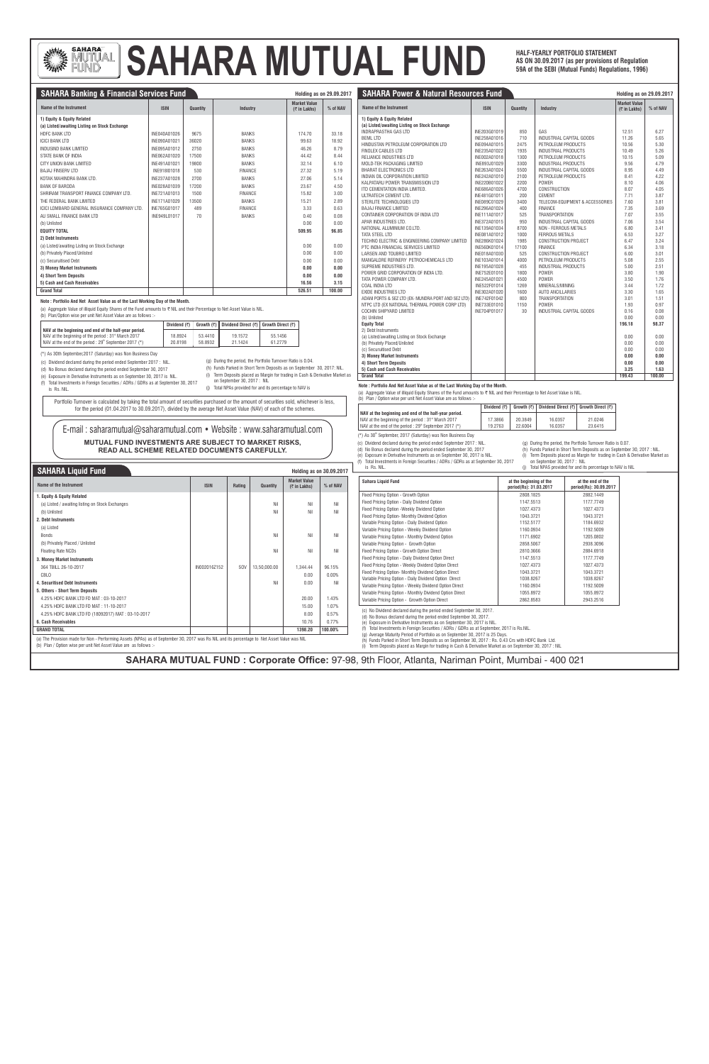# SAHARA MUTUAL FUND

**HALF-YEARLY PORTFOLIO STATEMENT AS ON 30.09.2017 (as per provisions of Regulation 59A of the SEBI (Mutual Funds) Regulations, 1996)**

## SAHARA Banking & Financial Services Fund

Holding as on 29.09.2017

| Name of the Instrument | ISIN | Quantity | Industry | Market Value (₹ in Lakhs) | % of NAV |
|---|---|---|---|---|---|
| **1) Equity & Equity Related** | | | | | |
| (a) Listed/awaiting Listing on Stock Exchange | | | | | |
| HDFC BANK LTD | INE040A01026 | 9675 | BANKS | 174.70 | 33.18 |
| ICICI BANK LTD | INE090A01021 | 36020 | BANKS | 99.63 | 18.92 |
| INDUSIND BANK LIMITED | INE095A01012 | 2750 | BANKS | 46.26 | 8.79 |
| STATE BANK OF INDIA | INE062A01020 | 17500 | BANKS | 44.42 | 8.44 |
| CITY UNION BANK LIMITED | INE491A01021 | 19800 | BANKS | 32.14 | 6.10 |
| BAJAJ FINSERV LTD | INE918I01018 | 530 | FINANCE | 27.32 | 5.19 |
| KOTAK MAHINDRA BANK LTD. | INE237A01028 | 2700 | BANKS | 27.06 | 5.14 |
| BANK OF BARODA | INE028A01039 | 17200 | BANKS | 23.67 | 4.50 |
| SHRIRAM TRANSPORT FINANCE COMPANY LTD. | INE721A01013 | 1500 | FINANCE | 15.82 | 3.00 |
| THE FEDERAL BANK LIMITED | INE171A01029 | 13500 | BANKS | 15.21 | 2.89 |
| ICICI LOMBARD GENERAL INSURANCE COMPANY LTD. | INE765G01017 | 489 | FINANCE | 3.33 | 0.63 |
| AU SMALL FINANCE BANK LTD | INE949L01017 | 70 | BANKS | 0.40 | 0.08 |
| (b) Unlisted | | | | 0.00 | 0.00 |
| **EQUITY TOTAL** | | | | **509.95** | **96.85** |
| **2) Debt Instruments** | | | | | |
| (a) Listed/awaiting Listing on Stock Exchange | | | | 0.00 | 0.00 |
| (b) Privately Placed/Unlisted | | | | 0.00 | 0.00 |
| (c) Securitised Debt | | | | 0.00 | 0.00 |
| **3) Money Market Instruments** | | | | **0.00** | **0.00** |
| **4) Short Term Deposits** | | | | **0.00** | **0.00** |
| **5) Cash and Cash Receivables** | | | | **16.56** | **3.15** |
| **Grand Total** | | | | **526.51** | **100.00** |

**Note : Portfolio And Net Asset Value as of the Last Working Day of the Month.**

(a) Aggregate Value of illiquid Equity Shares of the Fund amounts to ₹ NIL and their Percentage to Net Asset Value is NIL.

(b) Plan/Option wise per unit Net Asset Value are as follows :-

| | Dividend (₹) | Growth (₹) | Dividend Direct (₹) | Growth Direct (₹) |
|---|---|---|---|---|
| NAV at the beginning and end of the half-year period. NAV at the beginning of the period : 31st March 2017 | 18.8924 | 53.4410 | 19.1572 | 55.1456 |
| NAV at the end of the period : 29th September 2017 (*) | 20.8198 | 58.8932 | 21.1424 | 61.2779 |

(*) As 30th September,2017 (Saturday) was Non Business Day

(c) Dividend declared during the period ended September 2017 : NIL.

(d) No Bonus declared during the period ended September 30, 2017

(e) Exposure in Derivative Instruments as on September 30, 2017 is NIL.

(f) Total Investments in Foreign Securities / ADRs / GDRs as at September 30, 2017 is Rs. NIL.

(g) During the period, the Portfolio Turnover Ratio is 0.04.

(h) Funds Parked in Short Term Deposits as on September 30, 2017: NIL.

(i) Term Deposits placed as Margin for trading in Cash & Derivative Market as on September 30, 2017 : NIL.

(j) Total NPAs provided for and its percentage to NAV is

Portfolio Turnover is calculated by taking the total amount of securities purchased or the amount of securities sold, whichever is less, for the period (01.04.2017 to 30.09.2017), divided by the average Net Asset Value (NAV) of each of the schemes.

E-mail : saharamutual@saharamutual.com • Website : www.saharamutual.com

**MUTUAL FUND INVESTMENTS ARE SUBJECT TO MARKET RISKS, READ ALL SCHEME RELATED DOCUMENTS CAREFULLY.**

## SAHARA Liquid Fund

Holding as on 30.09.2017

| Name of the Instrument | ISIN | Rating | Quantity | Market Value (₹ in Lakhs) | % of NAV |
|---|---|---|---|---|---|
| **1. Equity & Equity Related** | | | | | |
| (a) Listed / awaiting listing on Stock Exchanges | | | Nil | Nil | Nil |
| (b) Unlisted | | | Nil | Nil | Nil |
| **2. Debt Instruments** | | | | | |
| (a) Listed | | | | | |
| Bonds | | | Nil | Nil | Nil |
| (b) Privately Placed / Unlisted | | | | | |
| Floating Rate NCDs | | | Nil | Nil | Nil |
| **3. Money Market Instruments** | | | | | |
| 364 TBILL 26-10-2017 | IN002016Z152 | SOV | 13,50,000.00 | 1,344.44 | 96.15% |
| CBLO | | | | 0.00 | 0.00% |
| **4. Securitised Debt Instruments** | | | Nil | 0.00 | Nil |
| **5. Others - Short Term Deposits** | | | | | |
| 4.25% HDFC BANK LTD FD MAT : 03-10-2017 | | | | 20.00 | 1.43% |
| 4.25% HDFC BANK LTD FD MAT : 11-10-2017 | | | | 15.00 | 1.07% |
| 4.25% HDFC BANK LTD FD (18092017) MAT : 03-10-2017 | | | | 8.00 | 0.57% |
| **6. Cash Receivables** | | | | 10.76 | 0.77% |
| **GRAND TOTAL** | | | | **1398.20** | **100.00%** |

(a) The Provision made for Non - Performing Assets (NPAs) as of September 30, 2017 was Rs NIL and its percentage to Net Asset Value was NIL

(b) Plan / Option wise per unit Net Asset Value are as follows :-

| Sahara Liquid Fund | at the beginning of the period(Rs): 31.03.2017 | at the end of the period(Rs): 30.09.2017 |
|---|---|---|
| Fixed Pricing Option - Growth Option | 2808.1825 | 2882.1449 |
| Fixed Pricing Option - Daily Dividend Option | 1147.5513 | 1177.7749 |
| Fixed Pricing Option -Weekly Dividend Option | 1027.4373 | 1027.4373 |
| Fixed Pricing Option- Monthly Dividend Option | 1043.3721 | 1043.3721 |
| Variable Pricing Option - Daily Dividend Option | 1152.5177 | 1184.6932 |
| Variable Pricing Option - Weekly Dividend Option | 1160.0934 | 1192.5009 |
| Variable Pricing Option - Monthly Dividend Option | 1171.6902 | 1205.0802 |
| Variable Pricing Option - Growth Option | 2858.5067 | 2938.3096 |
| Fixed Pricing Option - Growth Option Direct | 2810.3666 | 2884.6918 |
| Fixed Pricing Option - Daily Dividend Option Direct | 1147.5513 | 1177.7749 |
| Fixed Pricing Option - Weekly Dividend Option Direct | 1027.4373 | 1027.4373 |
| Fixed Pricing Option- Monthly Dividend Option Direct | 1043.3721 | 1043.3721 |
| Variable Pricing Option - Daily Dividend Option Direct | 1038.8267 | 1038.8267 |
| Variable Pricing Option - Weekly Dividend Option Direct | 1160.0934 | 1192.5009 |
| Variable Pricing Option - Monthly Dividend Option Direct | 1055.8972 | 1055.8972 |
| Variable Pricing Option - Growth Option Direct | 2862.8583 | 2943.2516 |

(c) No Dividend declared during the period ended September 30, 2017.

(d) No Bonus declared during the period ended September 30, 2017.

(e) Exposure in Derivative Instruments as on September 30, 2017 is NIL.

(f) Total Investments in Foreign Securities / ADRs / GDRs as at September, 2017 is Rs.NIL.

(g) Average Maturity Period of Portfolio as on September 30, 2017 is 25 Days.

(h) Funds Parked in Short Term Deposits as on September 30, 2017 : Rs. 0.43 Crs with HDFC Bank Ltd.

(i) Term Deposits placed as Margin for trading in Cash & Derivative Market as on September 30, 2017 : NIL

## SAHARA Power & Natural Resources Fund

Holding as on 29.09.2017

| Name of the Instrument | ISIN | Quantity | Industry | Market Value (₹ in Lakhs) | % of NAV |
|---|---|---|---|---|---|
| **1) Equity & Equity Related** | | | | | |
| **(a) Listed/awaiting Listing on Stock Exchange** | | | | | |
| INDRAPRASTHA GAS LTD | INE203G01019 | 850 | GAS | 12.51 | 6.27 |
| BEML LTD. | INE258A01016 | 710 | INDUSTRIAL CAPITAL GOODS | 11.26 | 5.65 |
| HINDUSTAN PETROLEUM CORPORATION LTD | INE094A01015 | 2475 | PETROLEUM PRODUCTS | 10.56 | 5.30 |
| FINOLEX CABLES LTD | INE235A01022 | 1935 | INDUSTRIAL PRODUCTS | 10.49 | 5.26 |
| RELIANCE INDUSTRIES LTD | INE002A01018 | 1300 | PETROLEUM PRODUCTS | 10.15 | 5.09 |
| MOLD-TEK PACKAGING LIMITED | INE893J01029 | 3300 | INDUSTRIAL PRODUCTS | 9.56 | 4.79 |
| BHARAT ELECTRONICS LTD | INE263A01024 | 5500 | INDUSTRIAL CAPITAL GOODS | 8.95 | 4.49 |
| INDIAN OIL CORPORATION LIMITED | INE242A01010 | 2100 | PETROLEUM PRODUCTS | 8.41 | 4.22 |
| KALPATARU POWER TRANSMISSION LTD | INE220B01022 | 2200 | POWER | 8.10 | 4.06 |
| ITD CEMENTATION INDIA LIMITED. | INE686A01026 | 4700 | CONSTRUCTION | 8.07 | 4.05 |
| ULTRATECH CEMENT LTD. | INE481G01011 | 200 | CEMENT | 7.71 | 3.87 |
| STERLITE TECHNOLOGIES LTD | INE089C01029 | 3400 | TELECOM-EQUIPMENT & ACCESSORIES | 7.60 | 3.81 |
| BAJAJ FINANCE LIMITED | INE296A01024 | 400 | FINANCE | 7.35 | 3.69 |
| CONTAINER CORPORATION OF INDIA LTD | INE111A01017 | 525 | TRANSPORTATION | 7.07 | 3.55 |
| APAR INDUSTRIES LTD. | INE372A01015 | 950 | INDUSTRIAL CAPITAL GOODS | 7.06 | 3.54 |
| NATIONAL ALUMINIUM CO.LTD. | INE139A01034 | 8700 | NON - FERROUS METALS | 6.80 | 3.41 |
| TATA STEEL LTD | INE081A01012 | 1000 | FERROUS METALS | 6.53 | 3.27 |
| TECHNO ELECTRIC & ENGINEERING COMPANY LIMITED | INE286K01024 | 1985 | CONSTRUCTION PROJECT | 6.47 | 3.24 |
| PTC INDIA FINANCIAL SERVICES LIMITED | INE560K01014 | 17100 | FINANCE | 6.34 | 3.18 |
| LARSEN AND TOUBRO LIMITED | INE018A01030 | 525 | CONSTRUCTION PROJECT | 6.00 | 3.01 |
| MANGALORE REFINERY PETROCHEMICALS LTD | INE103A01014 | 4000 | PETROLEUM PRODUCTS | 5.08 | 2.55 |
| SUPREME INDUSTRIES LTD. | INE195A01028 | 455 | INDUSTRIAL PRODUCTS | 5.00 | 2.51 |
| POWER GRID CORPORATION OF INDIA LTD. | INE752E01010 | 1800 | POWER | 3.80 | 1.90 |
| TATA POWER COMPANY LTD. | INE245A01021 | 4500 | POWER | 3.50 | 1.76 |
| COAL INDIA LTD | INE522F01014 | 1269 | MINERALS/MINING | 3.44 | 1.72 |
| EXIDE INDUSTRIES LTD | INE302A01020 | 1600 | AUTO ANCILLARIES | 3.30 | 1.65 |
| ADANI PORTS & SEZ LTD (EX- MUNDRA PORT AND SEZ LTD) | INE742F01042 | 800 | TRANSPORTATION | 3.01 | 1.51 |
| NTPC LTD (EX NATIONAL THERMAL POWER CORP LTD) | INE733E01010 | 1150 | POWER | 1.93 | 0.97 |
| COCHIN SHIPYARD LIMITED | INE704P01017 | 30 | INDUSTRIAL CAPITAL GOODS | 0.16 | 0.08 |
| (b) Unlisted | | | | 0.00 | 0.00 |
| **Equity Total** | | | | **196.18** | **98.37** |
| 2) Debt Instruments | | | | | |
| (a) Listed/awaiting Listing on Stock Exchange | | | | 0.00 | 0.00 |
| (b) Privately Placed/Unlisted | | | | 0.00 | 0.00 |
| (c) Securitised Debt | | | | 0.00 | 0.00 |
| **3) Money Market Instruments** | | | | **0.00** | **0.00** |
| **4) Short Term Deposits** | | | | **0.00** | **0.00** |
| **5) Cash and Cash Receivables** | | | | **3.25** | **1.63** |
| **Grand Total** | | | | **199.43** | **100.00** |

**Note : Portfolio And Net Asset Value as of the Last Working Day of the Month.**

(a) Aggregate Value of illiquid Equity Shares of the Fund amounts to ₹ NIL and their Percentage to Net Asset Value is NIL.

(b) Plan / Option wise per unit Net Asset Value are as follows :-

| | Dividend (₹) | Growth (₹) | Dividend Direct (₹) | Growth Direct (₹) |
|---|---|---|---|---|
| NAV at the beginning and end of the half-year period. NAV at the beginning of the period : 31st March 2017 | 17.3866 | 20.3849 | 16.0357 | 21.0246 |
| NAV at the end of the period : 29th September 2017 (*) | 19.2763 | 22.6004 | 16.0357 | 23.6415 |

(*) As 30th September, 2017 (Saturday) was Non Business Day

(c) Dividend declared during the period ended September 2017 : NIL.

(d) No Bonus declared during the period ended September 30, 2017

(e) Exposure in Derivative Instruments as on September 30, 2017 is NIL.

(f) Total Investments in Foreign Securities / ADRs / GDRs as at September 30, 2017 is Rs. NIL.

(g) During the period, the Portfolio Turnover Ratio is 0.07.

(h) Funds Parked in Short Term Deposits as on September 30, 2017 : NIL.

(i) Term Deposits placed as Margin for trading in Cash & Derivative Market as on September 30, 2017 : NIL.

(j) Total NPAs provided for and its percentage to NAV is NIL.

**SAHARA MUTUAL FUND : Corporate Office:** 97-98, 9th Floor, Atlanta, Nariman Point, Mumbai - 400 021